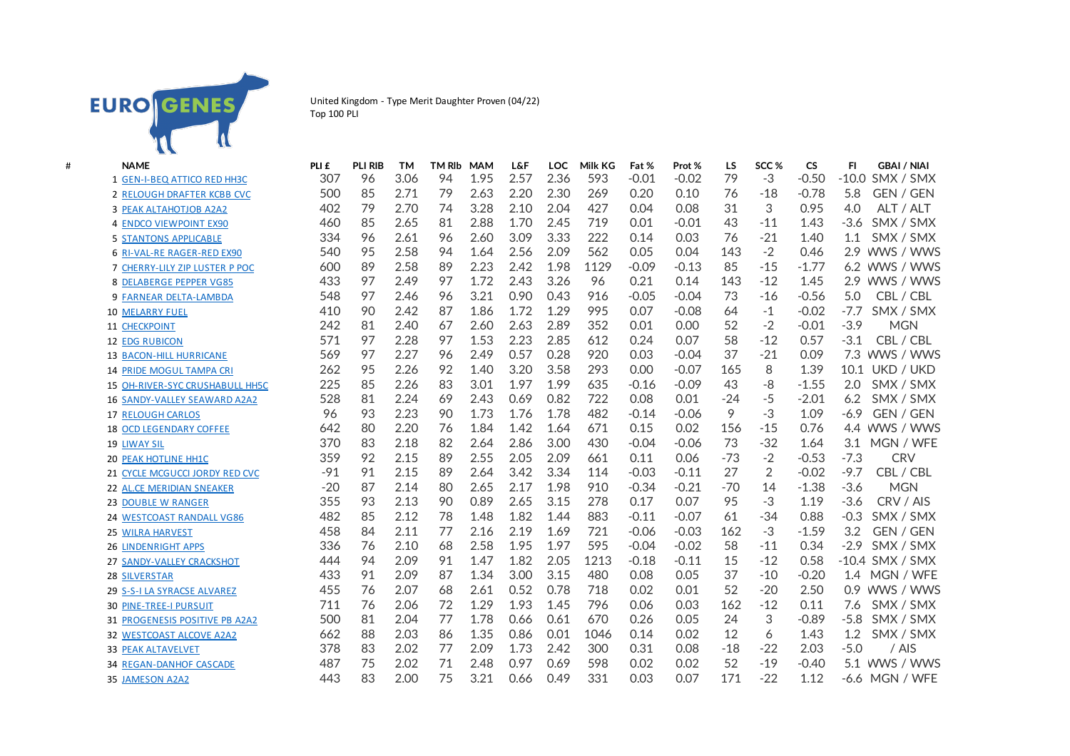EUROGENES

United Kingdom - Type Merit Daughter Proven (04/22)
Top 100 PLI

| # | NAME | PLI £ | PLI RIB | TM | TM Rlb | MAM | L&F | LOC | Milk KG | Fat % | Prot % | LS | SCC % | CS | FI | GBAI / NIAI |
|---|---|---|---|---|---|---|---|---|---|---|---|---|---|---|---|---|
| 1 | GEN-I-BEQ ATTICO RED HH3C | 307 | 96 | 3.06 | 94 | 1.95 | 2.57 | 2.36 | 593 | -0.01 | -0.02 | 79 | -3 | -0.50 | -10.0 | SMX / SMX |
| 2 | RELOUGH DRAFTER KCBB CVC | 500 | 85 | 2.71 | 79 | 2.63 | 2.20 | 2.30 | 269 | 0.20 | 0.10 | 76 | -18 | -0.78 | 5.8 | GEN / GEN |
| 3 | PEAK ALTAHOTJOB A2A2 | 402 | 79 | 2.70 | 74 | 3.28 | 2.10 | 2.04 | 427 | 0.04 | 0.08 | 31 | 3 | 0.95 | 4.0 | ALT / ALT |
| 4 | ENDCO VIEWPOINT EX90 | 460 | 85 | 2.65 | 81 | 2.88 | 1.70 | 2.45 | 719 | 0.01 | -0.01 | 43 | -11 | 1.43 | -3.6 | SMX / SMX |
| 5 | STANTONS APPLICABLE | 334 | 96 | 2.61 | 96 | 2.60 | 3.09 | 3.33 | 222 | 0.14 | 0.03 | 76 | -21 | 1.40 | 1.1 | SMX / SMX |
| 6 | RI-VAL-RE RAGER-RED EX90 | 540 | 95 | 2.58 | 94 | 1.64 | 2.56 | 2.09 | 562 | 0.05 | 0.04 | 143 | -2 | 0.46 | 2.9 | WWS / WWS |
| 7 | CHERRY-LILY ZIP LUSTER P POC | 600 | 89 | 2.58 | 89 | 2.23 | 2.42 | 1.98 | 1129 | -0.09 | -0.13 | 85 | -15 | -1.77 | 6.2 | WWS / WWS |
| 8 | DELABERGE PEPPER VG85 | 433 | 97 | 2.49 | 97 | 1.72 | 2.43 | 3.26 | 96 | 0.21 | 0.14 | 143 | -12 | 1.45 | 2.9 | WWS / WWS |
| 9 | FARNEAR DELTA-LAMBDA | 548 | 97 | 2.46 | 96 | 3.21 | 0.90 | 0.43 | 916 | -0.05 | -0.04 | 73 | -16 | -0.56 | 5.0 | CBL / CBL |
| 10 | MELARRY FUEL | 410 | 90 | 2.42 | 87 | 1.86 | 1.72 | 1.29 | 995 | 0.07 | -0.08 | 64 | -1 | -0.02 | -7.7 | SMX / SMX |
| 11 | CHECKPOINT | 242 | 81 | 2.40 | 67 | 2.60 | 2.63 | 2.89 | 352 | 0.01 | 0.00 | 52 | -2 | -0.01 | -3.9 | MGN |
| 12 | EDG RUBICON | 571 | 97 | 2.28 | 97 | 1.53 | 2.23 | 2.85 | 612 | 0.24 | 0.07 | 58 | -12 | 0.57 | -3.1 | CBL / CBL |
| 13 | BACON-HILL HURRICANE | 569 | 97 | 2.27 | 96 | 2.49 | 0.57 | 0.28 | 920 | 0.03 | -0.04 | 37 | -21 | 0.09 | 7.3 | WWS / WWS |
| 14 | PRIDE MOGUL TAMPA CRI | 262 | 95 | 2.26 | 92 | 1.40 | 3.20 | 3.58 | 293 | 0.00 | -0.07 | 165 | 8 | 1.39 | 10.1 | UKD / UKD |
| 15 | OH-RIVER-SYC CRUSHABULL HH5C | 225 | 85 | 2.26 | 83 | 3.01 | 1.97 | 1.99 | 635 | -0.16 | -0.09 | 43 | -8 | -1.55 | 2.0 | SMX / SMX |
| 16 | SANDY-VALLEY SEAWARD A2A2 | 528 | 81 | 2.24 | 69 | 2.43 | 0.69 | 0.82 | 722 | 0.08 | 0.01 | -24 | -5 | -2.01 | 6.2 | SMX / SMX |
| 17 | RELOUGH CARLOS | 96 | 93 | 2.23 | 90 | 1.73 | 1.76 | 1.78 | 482 | -0.14 | -0.06 | 9 | -3 | 1.09 | -6.9 | GEN / GEN |
| 18 | OCD LEGENDARY COFFEE | 642 | 80 | 2.20 | 76 | 1.84 | 1.42 | 1.64 | 671 | 0.15 | 0.02 | 156 | -15 | 0.76 | 4.4 | WWS / WWS |
| 19 | LIWAY SIL | 370 | 83 | 2.18 | 82 | 2.64 | 2.86 | 3.00 | 430 | -0.04 | -0.06 | 73 | -32 | 1.64 | 3.1 | MGN / WFE |
| 20 | PEAK HOTLINE HH1C | 359 | 92 | 2.15 | 89 | 2.55 | 2.05 | 2.09 | 661 | 0.11 | 0.06 | -73 | -2 | -0.53 | -7.3 | CRV |
| 21 | CYCLE MCGUCCI JORDY RED CVC | -91 | 91 | 2.15 | 89 | 2.64 | 3.42 | 3.34 | 114 | -0.03 | -0.11 | 27 | 2 | -0.02 | -9.7 | CBL / CBL |
| 22 | AL.CE MERIDIAN SNEAKER | -20 | 87 | 2.14 | 80 | 2.65 | 2.17 | 1.98 | 910 | -0.34 | -0.21 | -70 | 14 | -1.38 | -3.6 | MGN |
| 23 | DOUBLE W RANGER | 355 | 93 | 2.13 | 90 | 0.89 | 2.65 | 3.15 | 278 | 0.17 | 0.07 | 95 | -3 | 1.19 | -3.6 | CRV / AIS |
| 24 | WESTCOAST RANDALL VG86 | 482 | 85 | 2.12 | 78 | 1.48 | 1.82 | 1.44 | 883 | -0.11 | -0.07 | 61 | -34 | 0.88 | -0.3 | SMX / SMX |
| 25 | WILRA HARVEST | 458 | 84 | 2.11 | 77 | 2.16 | 2.19 | 1.69 | 721 | -0.06 | -0.03 | 162 | -3 | -1.59 | 3.2 | GEN / GEN |
| 26 | LINDENRIGHT APPS | 336 | 76 | 2.10 | 68 | 2.58 | 1.95 | 1.97 | 595 | -0.04 | -0.02 | 58 | -11 | 0.34 | -2.9 | SMX / SMX |
| 27 | SANDY-VALLEY CRACKSHOT | 444 | 94 | 2.09 | 91 | 1.47 | 1.82 | 2.05 | 1213 | -0.18 | -0.11 | 15 | -12 | 0.58 | -10.4 | SMX / SMX |
| 28 | SILVERSTAR | 433 | 91 | 2.09 | 87 | 1.34 | 3.00 | 3.15 | 480 | 0.08 | 0.05 | 37 | -10 | -0.20 | 1.4 | MGN / WFE |
| 29 | S-S-I LA SYRACSE ALVAREZ | 455 | 76 | 2.07 | 68 | 2.61 | 0.52 | 0.78 | 718 | 0.02 | 0.01 | 52 | -20 | 2.50 | 0.9 | WWS / WWS |
| 30 | PINE-TREE-I PURSUIT | 711 | 76 | 2.06 | 72 | 1.29 | 1.93 | 1.45 | 796 | 0.06 | 0.03 | 162 | -12 | 0.11 | 7.6 | SMX / SMX |
| 31 | PROGENESIS POSITIVE PB A2A2 | 500 | 81 | 2.04 | 77 | 1.78 | 0.66 | 0.61 | 670 | 0.26 | 0.05 | 24 | 3 | -0.89 | -5.8 | SMX / SMX |
| 32 | WESTCOAST ALCOVE A2A2 | 662 | 88 | 2.03 | 86 | 1.35 | 0.86 | 0.01 | 1046 | 0.14 | 0.02 | 12 | 6 | 1.43 | 1.2 | SMX / SMX |
| 33 | PEAK ALTAVELVET | 378 | 83 | 2.02 | 77 | 2.09 | 1.73 | 2.42 | 300 | 0.31 | 0.08 | -18 | -22 | 2.03 | -5.0 | / AIS |
| 34 | REGAN-DANHOF CASCADE | 487 | 75 | 2.02 | 71 | 2.48 | 0.97 | 0.69 | 598 | 0.02 | 0.02 | 52 | -19 | -0.40 | 5.1 | WWS / WWS |
| 35 | JAMESON A2A2 | 443 | 83 | 2.00 | 75 | 3.21 | 0.66 | 0.49 | 331 | 0.03 | 0.07 | 171 | -22 | 1.12 | -6.6 | MGN / WFE |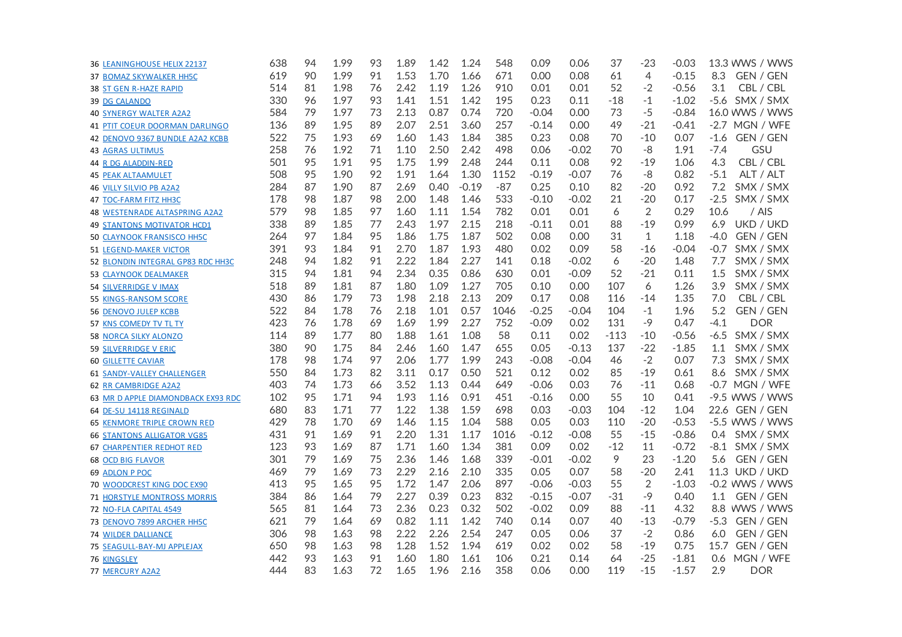| | | | | | | | | | | | | | | | | |
|---|---|---|---|---|---|---|---|---|---|---|---|---|---|---|---|---|
| 36 | LEANINGHOUSE HELIX 22137 | 638 | 94 | 1.99 | 93 | 1.89 | 1.42 | 1.24 | 548 | 0.09 | 0.06 | 37 | -23 | -0.03 | 13.3 | WWS / WWS |
| 37 | BOMAZ SKYWALKER HH5C | 619 | 90 | 1.99 | 91 | 1.53 | 1.70 | 1.66 | 671 | 0.00 | 0.08 | 61 | 4 | -0.15 | 8.3 | GEN / GEN |
| 38 | ST GEN R-HAZE RAPID | 514 | 81 | 1.98 | 76 | 2.42 | 1.19 | 1.26 | 910 | 0.01 | 0.01 | 52 | -2 | -0.56 | 3.1 | CBL / CBL |
| 39 | DG CALANDO | 330 | 96 | 1.97 | 93 | 1.41 | 1.51 | 1.42 | 195 | 0.23 | 0.11 | -18 | -1 | -1.02 | -5.6 | SMX / SMX |
| 40 | SYNERGY WALTER A2A2 | 584 | 79 | 1.97 | 73 | 2.13 | 0.87 | 0.74 | 720 | -0.04 | 0.00 | 73 | -5 | -0.84 | 16.0 | WWS / WWS |
| 41 | PTIT COEUR DOORMAN DARLINGO | 136 | 89 | 1.95 | 89 | 2.07 | 2.51 | 3.60 | 257 | -0.14 | 0.00 | 49 | -21 | -0.41 | -2.7 | MGN / WFE |
| 42 | DENOVO 9367 BUNDLE A2A2 KCBB | 522 | 75 | 1.93 | 69 | 1.60 | 1.43 | 1.84 | 385 | 0.23 | 0.08 | 70 | -10 | 0.07 | -1.6 | GEN / GEN |
| 43 | AGRAS ULTIMUS | 258 | 76 | 1.92 | 71 | 1.10 | 2.50 | 2.42 | 498 | 0.06 | -0.02 | 70 | -8 | 1.91 | -7.4 | GSU |
| 44 | R DG ALADDIN-RED | 501 | 95 | 1.91 | 95 | 1.75 | 1.99 | 2.48 | 244 | 0.11 | 0.08 | 92 | -19 | 1.06 | 4.3 | CBL / CBL |
| 45 | PEAK ALTAAMULET | 508 | 95 | 1.90 | 92 | 1.91 | 1.64 | 1.30 | 1152 | -0.19 | -0.07 | 76 | -8 | 0.82 | -5.1 | ALT / ALT |
| 46 | VILLY SILVIO PB A2A2 | 284 | 87 | 1.90 | 87 | 2.69 | 0.40 | -0.19 | -87 | 0.25 | 0.10 | 82 | -20 | 0.92 | 7.2 | SMX / SMX |
| 47 | TOC-FARM FITZ HH3C | 178 | 98 | 1.87 | 98 | 2.00 | 1.48 | 1.46 | 533 | -0.10 | -0.02 | 21 | -20 | 0.17 | -2.5 | SMX / SMX |
| 48 | WESTENRADE ALTASPRING A2A2 | 579 | 98 | 1.85 | 97 | 1.60 | 1.11 | 1.54 | 782 | 0.01 | 0.01 | 6 | 2 | 0.29 | 10.6 | / AIS |
| 49 | STANTONS MOTIVATOR HCD1 | 338 | 89 | 1.85 | 77 | 2.43 | 1.97 | 2.15 | 218 | -0.11 | 0.01 | 88 | -19 | 0.99 | 6.9 | UKD / UKD |
| 50 | CLAYNOOK FRANSISCO HH5C | 264 | 97 | 1.84 | 95 | 1.86 | 1.75 | 1.87 | 502 | 0.08 | 0.00 | 31 | 1 | 1.18 | -4.0 | GEN / GEN |
| 51 | LEGEND-MAKER VICTOR | 391 | 93 | 1.84 | 91 | 2.70 | 1.87 | 1.93 | 480 | 0.02 | 0.09 | 58 | -16 | -0.04 | -0.7 | SMX / SMX |
| 52 | BLONDIN INTEGRAL GP83 RDC HH3C | 248 | 94 | 1.82 | 91 | 2.22 | 1.84 | 2.27 | 141 | 0.18 | -0.02 | 6 | -20 | 1.48 | 7.7 | SMX / SMX |
| 53 | CLAYNOOK DEALMAKER | 315 | 94 | 1.81 | 94 | 2.34 | 0.35 | 0.86 | 630 | 0.01 | -0.09 | 52 | -21 | 0.11 | 1.5 | SMX / SMX |
| 54 | SILVERRIDGE V IMAX | 518 | 89 | 1.81 | 87 | 1.80 | 1.09 | 1.27 | 705 | 0.10 | 0.00 | 107 | 6 | 1.26 | 3.9 | SMX / SMX |
| 55 | KINGS-RANSOM SCORE | 430 | 86 | 1.79 | 73 | 1.98 | 2.18 | 2.13 | 209 | 0.17 | 0.08 | 116 | -14 | 1.35 | 7.0 | CBL / CBL |
| 56 | DENOVO JULEP KCBB | 522 | 84 | 1.78 | 76 | 2.18 | 1.01 | 0.57 | 1046 | -0.25 | -0.04 | 104 | -1 | 1.96 | 5.2 | GEN / GEN |
| 57 | KNS COMEDY TV TL TY | 423 | 76 | 1.78 | 69 | 1.69 | 1.99 | 2.27 | 752 | -0.09 | 0.02 | 131 | -9 | 0.47 | -4.1 | DOR |
| 58 | NORCA SILKY ALONZO | 114 | 89 | 1.77 | 80 | 1.88 | 1.61 | 1.08 | 58 | 0.11 | 0.02 | -113 | -10 | -0.56 | -6.5 | SMX / SMX |
| 59 | SILVERRIDGE V ERIC | 380 | 90 | 1.75 | 84 | 2.46 | 1.60 | 1.47 | 655 | 0.05 | -0.13 | 137 | -22 | -1.85 | 1.1 | SMX / SMX |
| 60 | GILLETTE CAVIAR | 178 | 98 | 1.74 | 97 | 2.06 | 1.77 | 1.99 | 243 | -0.08 | -0.04 | 46 | -2 | 0.07 | 7.3 | SMX / SMX |
| 61 | SANDY-VALLEY CHALLENGER | 550 | 84 | 1.73 | 82 | 3.11 | 0.17 | 0.50 | 521 | 0.12 | 0.02 | 85 | -19 | 0.61 | 8.6 | SMX / SMX |
| 62 | RR CAMBRIDGE A2A2 | 403 | 74 | 1.73 | 66 | 3.52 | 1.13 | 0.44 | 649 | -0.06 | 0.03 | 76 | -11 | 0.68 | -0.7 | MGN / WFE |
| 63 | MR D APPLE DIAMONDBACK EX93 RDC | 102 | 95 | 1.71 | 94 | 1.93 | 1.16 | 0.91 | 451 | -0.16 | 0.00 | 55 | 10 | 0.41 | -9.5 | WWS / WWS |
| 64 | DE-SU 14118 REGINALD | 680 | 83 | 1.71 | 77 | 1.22 | 1.38 | 1.59 | 698 | 0.03 | -0.03 | 104 | -12 | 1.04 | 22.6 | GEN / GEN |
| 65 | KENMORE TRIPLE CROWN RED | 429 | 78 | 1.70 | 69 | 1.46 | 1.15 | 1.04 | 588 | 0.05 | 0.03 | 110 | -20 | -0.53 | -5.5 | WWS / WWS |
| 66 | STANTONS ALLIGATOR VG85 | 431 | 91 | 1.69 | 91 | 2.20 | 1.31 | 1.17 | 1016 | -0.12 | -0.08 | 55 | -15 | -0.86 | 0.4 | SMX / SMX |
| 67 | CHARPENTIER REDHOT RED | 123 | 93 | 1.69 | 87 | 1.71 | 1.60 | 1.34 | 381 | 0.09 | 0.02 | -12 | 11 | -0.72 | -8.1 | SMX / SMX |
| 68 | OCD BIG FLAVOR | 301 | 79 | 1.69 | 75 | 2.36 | 1.46 | 1.68 | 339 | -0.01 | -0.02 | 9 | 23 | -1.20 | 5.6 | GEN / GEN |
| 69 | ADLON P POC | 469 | 79 | 1.69 | 73 | 2.29 | 2.16 | 2.10 | 335 | 0.05 | 0.07 | 58 | -20 | 2.41 | 11.3 | UKD / UKD |
| 70 | WOODCREST KING DOC EX90 | 413 | 95 | 1.65 | 95 | 1.72 | 1.47 | 2.06 | 897 | -0.06 | -0.03 | 55 | 2 | -1.03 | -0.2 | WWS / WWS |
| 71 | HORSTYLE MONTROSS MORRIS | 384 | 86 | 1.64 | 79 | 2.27 | 0.39 | 0.23 | 832 | -0.15 | -0.07 | -31 | -9 | 0.40 | 1.1 | GEN / GEN |
| 72 | NO-FLA CAPITAL 4549 | 565 | 81 | 1.64 | 73 | 2.36 | 0.23 | 0.32 | 502 | -0.02 | 0.09 | 88 | -11 | 4.32 | 8.8 | WWS / WWS |
| 73 | DENOVO 7899 ARCHER HH5C | 621 | 79 | 1.64 | 69 | 0.82 | 1.11 | 1.42 | 740 | 0.14 | 0.07 | 40 | -13 | -0.79 | -5.3 | GEN / GEN |
| 74 | WILDER DALLIANCE | 306 | 98 | 1.63 | 98 | 2.22 | 2.26 | 2.54 | 247 | 0.05 | 0.06 | 37 | -2 | 0.86 | 6.0 | GEN / GEN |
| 75 | SEAGULL-BAY-MJ APPLEJAX | 650 | 98 | 1.63 | 98 | 1.28 | 1.52 | 1.94 | 619 | 0.02 | 0.02 | 58 | -19 | 0.75 | 15.7 | GEN / GEN |
| 76 | KINGSLEY | 442 | 93 | 1.63 | 91 | 1.60 | 1.80 | 1.61 | 106 | 0.21 | 0.14 | 64 | -25 | -1.81 | 0.6 | MGN / WFE |
| 77 | MERCURY A2A2 | 444 | 83 | 1.63 | 72 | 1.65 | 1.96 | 2.16 | 358 | 0.06 | 0.00 | 119 | -15 | -1.57 | 2.9 | DOR |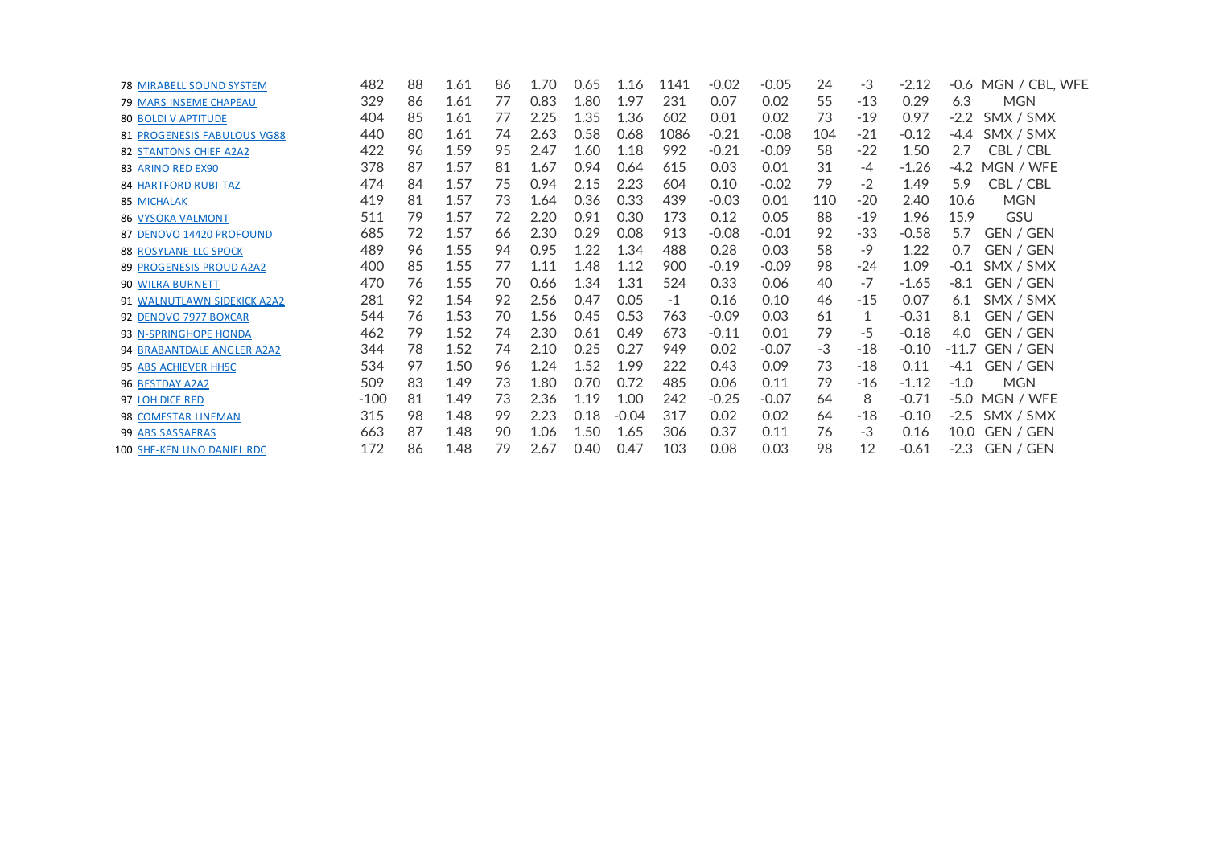| | | | | | | | | | | | | | | | | |
|---|---|---|---|---|---|---|---|---|---|---|---|---|---|---|---|---|
| 78 | MIRABELL SOUND SYSTEM | 482 | 88 | 1.61 | 86 | 1.70 | 0.65 | 1.16 | 1141 | -0.02 | -0.05 | 24 | -3 | -2.12 | -0.6 | MGN / CBL, WFE |
| 79 | MARS INSEME CHAPEAU | 329 | 86 | 1.61 | 77 | 0.83 | 1.80 | 1.97 | 231 | 0.07 | 0.02 | 55 | -13 | 0.29 | 6.3 | MGN |
| 80 | BOLDI V APTITUDE | 404 | 85 | 1.61 | 77 | 2.25 | 1.35 | 1.36 | 602 | 0.01 | 0.02 | 73 | -19 | 0.97 | -2.2 | SMX / SMX |
| 81 | PROGENESIS FABULOUS VG88 | 440 | 80 | 1.61 | 74 | 2.63 | 0.58 | 0.68 | 1086 | -0.21 | -0.08 | 104 | -21 | -0.12 | -4.4 | SMX / SMX |
| 82 | STANTONS CHIEF A2A2 | 422 | 96 | 1.59 | 95 | 2.47 | 1.60 | 1.18 | 992 | -0.21 | -0.09 | 58 | -22 | 1.50 | 2.7 | CBL / CBL |
| 83 | ARINO RED EX90 | 378 | 87 | 1.57 | 81 | 1.67 | 0.94 | 0.64 | 615 | 0.03 | 0.01 | 31 | -4 | -1.26 | -4.2 | MGN / WFE |
| 84 | HARTFORD RUBI-TAZ | 474 | 84 | 1.57 | 75 | 0.94 | 2.15 | 2.23 | 604 | 0.10 | -0.02 | 79 | -2 | 1.49 | 5.9 | CBL / CBL |
| 85 | MICHALAK | 419 | 81 | 1.57 | 73 | 1.64 | 0.36 | 0.33 | 439 | -0.03 | 0.01 | 110 | -20 | 2.40 | 10.6 | MGN |
| 86 | VYSOKA VALMONT | 511 | 79 | 1.57 | 72 | 2.20 | 0.91 | 0.30 | 173 | 0.12 | 0.05 | 88 | -19 | 1.96 | 15.9 | GSU |
| 87 | DENOVO 14420 PROFOUND | 685 | 72 | 1.57 | 66 | 2.30 | 0.29 | 0.08 | 913 | -0.08 | -0.01 | 92 | -33 | -0.58 | 5.7 | GEN / GEN |
| 88 | ROSYLANE-LLC SPOCK | 489 | 96 | 1.55 | 94 | 0.95 | 1.22 | 1.34 | 488 | 0.28 | 0.03 | 58 | -9 | 1.22 | 0.7 | GEN / GEN |
| 89 | PROGENESIS PROUD A2A2 | 400 | 85 | 1.55 | 77 | 1.11 | 1.48 | 1.12 | 900 | -0.19 | -0.09 | 98 | -24 | 1.09 | -0.1 | SMX / SMX |
| 90 | WILRA BURNETT | 470 | 76 | 1.55 | 70 | 0.66 | 1.34 | 1.31 | 524 | 0.33 | 0.06 | 40 | -7 | -1.65 | -8.1 | GEN / GEN |
| 91 | WALNUTLAWN SIDEKICK A2A2 | 281 | 92 | 1.54 | 92 | 2.56 | 0.47 | 0.05 | -1 | 0.16 | 0.10 | 46 | -15 | 0.07 | 6.1 | SMX / SMX |
| 92 | DENOVO 7977 BOXCAR | 544 | 76 | 1.53 | 70 | 1.56 | 0.45 | 0.53 | 763 | -0.09 | 0.03 | 61 | 1 | -0.31 | 8.1 | GEN / GEN |
| 93 | N-SPRINGHOPE HONDA | 462 | 79 | 1.52 | 74 | 2.30 | 0.61 | 0.49 | 673 | -0.11 | 0.01 | 79 | -5 | -0.18 | 4.0 | GEN / GEN |
| 94 | BRABANTDALE ANGLER A2A2 | 344 | 78 | 1.52 | 74 | 2.10 | 0.25 | 0.27 | 949 | 0.02 | -0.07 | -3 | -18 | -0.10 | -11.7 | GEN / GEN |
| 95 | ABS ACHIEVER HH5C | 534 | 97 | 1.50 | 96 | 1.24 | 1.52 | 1.99 | 222 | 0.43 | 0.09 | 73 | -18 | 0.11 | -4.1 | GEN / GEN |
| 96 | BESTDAY A2A2 | 509 | 83 | 1.49 | 73 | 1.80 | 0.70 | 0.72 | 485 | 0.06 | 0.11 | 79 | -16 | -1.12 | -1.0 | MGN |
| 97 | LOH DICE RED | -100 | 81 | 1.49 | 73 | 2.36 | 1.19 | 1.00 | 242 | -0.25 | -0.07 | 64 | 8 | -0.71 | -5.0 | MGN / WFE |
| 98 | COMESTAR LINEMAN | 315 | 98 | 1.48 | 99 | 2.23 | 0.18 | -0.04 | 317 | 0.02 | 0.02 | 64 | -18 | -0.10 | -2.5 | SMX / SMX |
| 99 | ABS SASSAFRAS | 663 | 87 | 1.48 | 90 | 1.06 | 1.50 | 1.65 | 306 | 0.37 | 0.11 | 76 | -3 | 0.16 | 10.0 | GEN / GEN |
| 100 | SHE-KEN UNO DANIEL RDC | 172 | 86 | 1.48 | 79 | 2.67 | 0.40 | 0.47 | 103 | 0.08 | 0.03 | 98 | 12 | -0.61 | -2.3 | GEN / GEN |